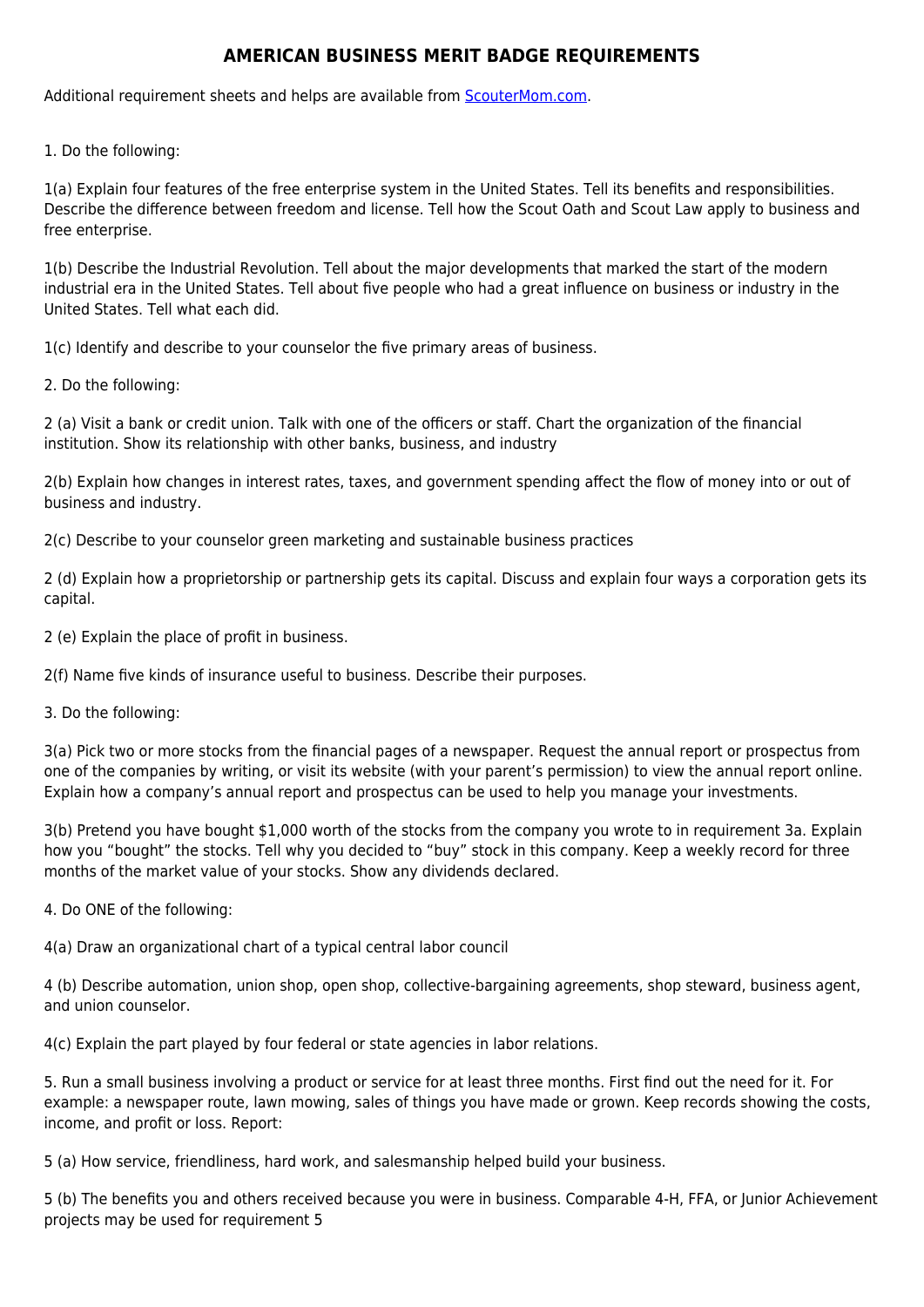# AMERICAN BUSINESS MERIT BADGE REQUIREMENTS

Additional requirement sheets and helps are available from [ScouterMom.com](ScouterMom.com).

1. Do the following:

1(a) Explain four features of the free enterprise system in the United States. Tell its benefits and responsibilities. Describe the difference between freedom and license. Tell how the Scout Oath and Scout Law apply to business and free enterprise.

1(b) Describe the Industrial Revolution. Tell about the major developments that marked the start of the modern industrial era in the United States. Tell about five people who had a great influence on business or industry in the United States. Tell what each did.

1(c) Identify and describe to your counselor the five primary areas of business.

2. Do the following:

2 (a) Visit a bank or credit union. Talk with one of the officers or staff. Chart the organization of the financial institution. Show its relationship with other banks, business, and industry

2(b) Explain how changes in interest rates, taxes, and government spending affect the flow of money into or out of business and industry.

2(c) Describe to your counselor green marketing and sustainable business practices

2 (d) Explain how a proprietorship or partnership gets its capital. Discuss and explain four ways a corporation gets its capital.

2 (e) Explain the place of profit in business.

2(f) Name five kinds of insurance useful to business. Describe their purposes.

3. Do the following:

3(a) Pick two or more stocks from the financial pages of a newspaper. Request the annual report or prospectus from one of the companies by writing, or visit its website (with your parent's permission) to view the annual report online. Explain how a company's annual report and prospectus can be used to help you manage your investments.

3(b) Pretend you have bought $1,000 worth of the stocks from the company you wrote to in requirement 3a. Explain how you "bought" the stocks. Tell why you decided to "buy" stock in this company. Keep a weekly record for three months of the market value of your stocks. Show any dividends declared.

4. Do ONE of the following:

4(a) Draw an organizational chart of a typical central labor council

4 (b) Describe automation, union shop, open shop, collective-bargaining agreements, shop steward, business agent, and union counselor.

4(c) Explain the part played by four federal or state agencies in labor relations.

5. Run a small business involving a product or service for at least three months. First find out the need for it. For example: a newspaper route, lawn mowing, sales of things you have made or grown. Keep records showing the costs, income, and profit or loss. Report:

5 (a) How service, friendliness, hard work, and salesmanship helped build your business.

5 (b) The benefits you and others received because you were in business. Comparable 4-H, FFA, or Junior Achievement projects may be used for requirement 5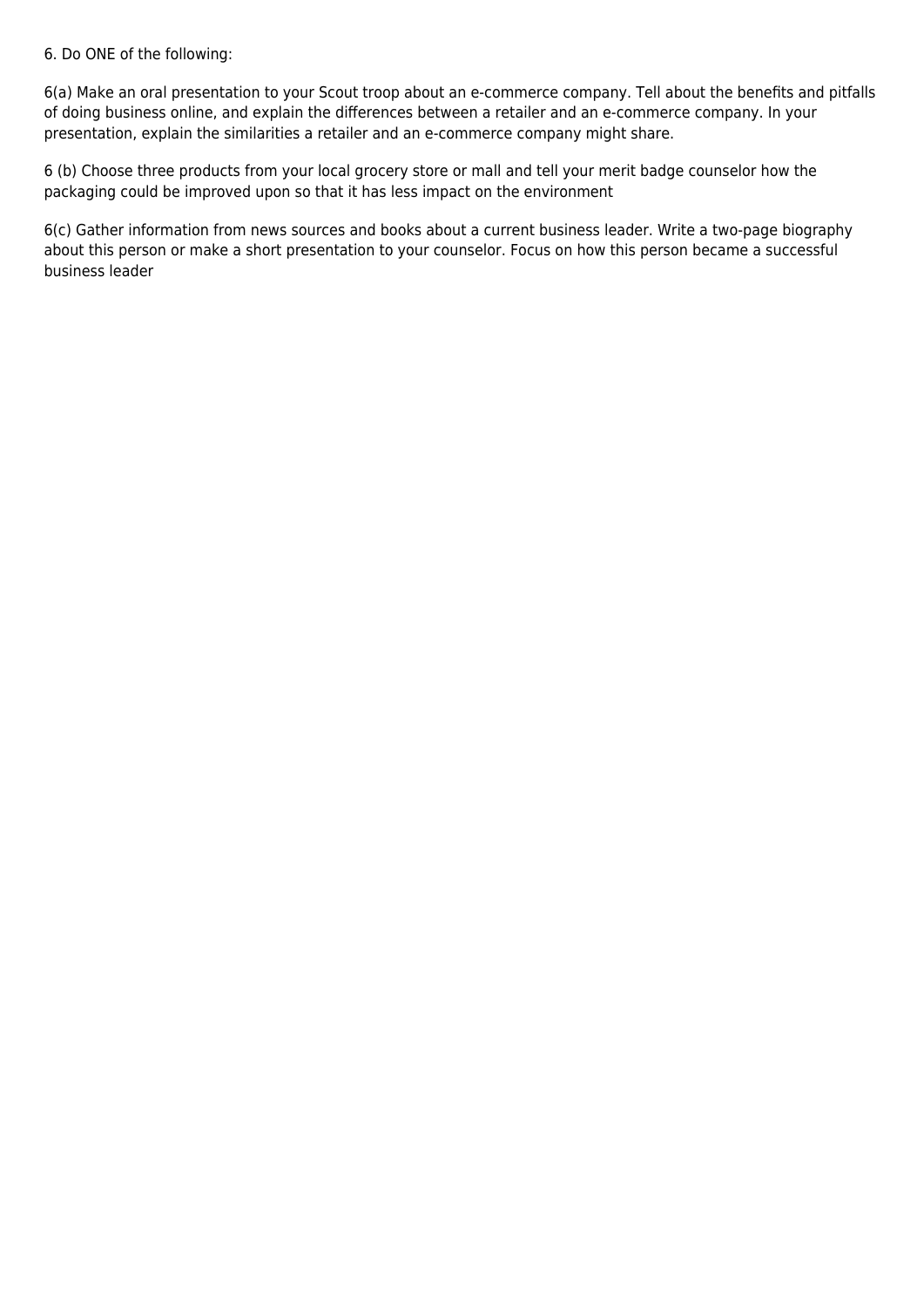6. Do ONE of the following:

6(a) Make an oral presentation to your Scout troop about an e-commerce company. Tell about the benefits and pitfalls of doing business online, and explain the differences between a retailer and an e-commerce company. In your presentation, explain the similarities a retailer and an e-commerce company might share.

6 (b) Choose three products from your local grocery store or mall and tell your merit badge counselor how the packaging could be improved upon so that it has less impact on the environment

6(c) Gather information from news sources and books about a current business leader. Write a two-page biography about this person or make a short presentation to your counselor. Focus on how this person became a successful business leader